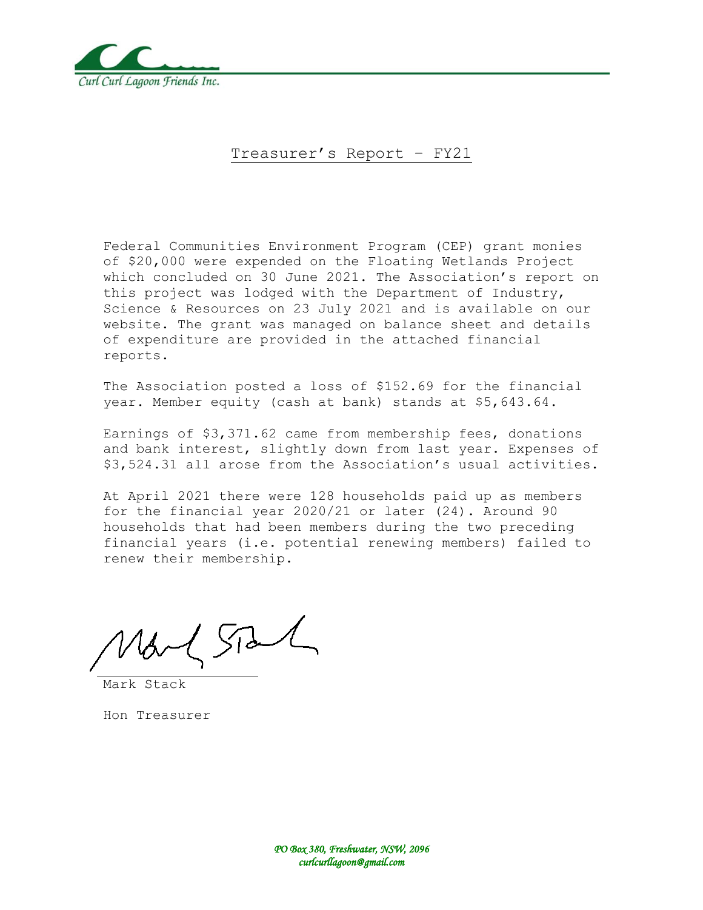Curl Curl Lagoon Friends Inc.

# Treasurer's Report – FY21

Federal Communities Environment Program (CEP) grant monies of $20,000 were expended on the Floating Wetlands Project which concluded on 30 June 2021. The Association's report on this project was lodged with the Department of Industry, Science & Resources on 23 July 2021 and is available on our website. The grant was managed on balance sheet and details of expenditure are provided in the attached financial reports.

The Association posted a loss of $152.69 for the financial year. Member equity (cash at bank) stands at $5,643.64.

Earnings of $3,371.62 came from membership fees, donations and bank interest, slightly down from last year. Expenses of $3,524.31 all arose from the Association's usual activities.

At April 2021 there were 128 households paid up as members for the financial year 2020/21 or later (24). Around 90 households that had been members during the two preceding financial years (i.e. potential renewing members) failed to renew their membership.

Mark Stack

Hon Treasurer

*PO Box 380, Freshwater, NSW, 2096*
*curlcurllagoon@gmail.com*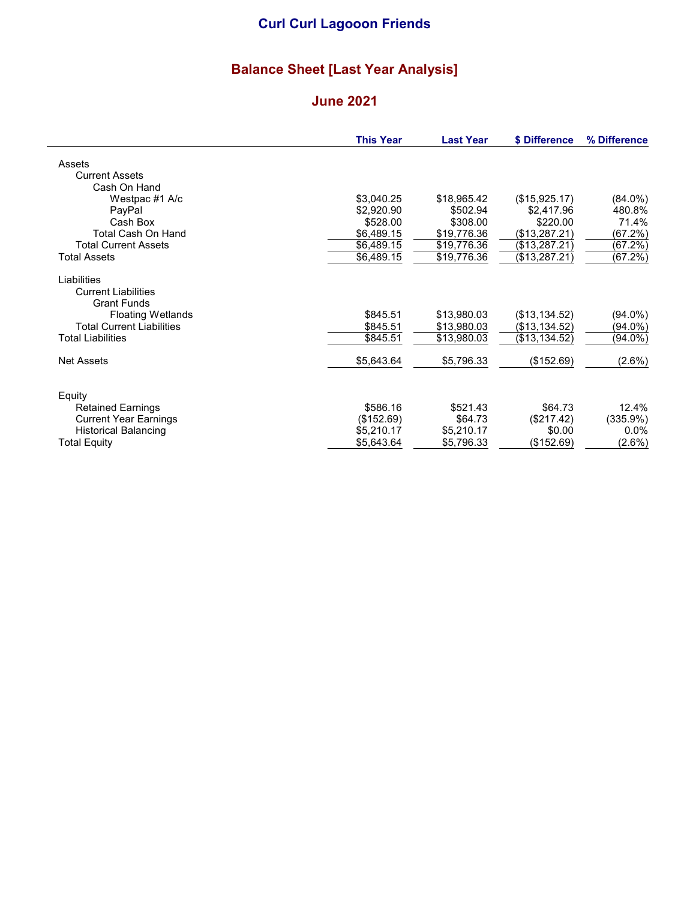# Curl Curl Lagooon Friends

## Balance Sheet [Last Year Analysis]

## June 2021

| | This Year | Last Year | $ Difference | % Difference |
|---|---|---|---|---|
| Assets | | | | |
| Current Assets | | | | |
| Cash On Hand | | | | |
| Westpac #1 A/c | $3,040.25 | $18,965.42 | ($15,925.17) | (84.0%) |
| PayPal | $2,920.90 | $502.94 | $2,417.96 | 480.8% |
| Cash Box | $528.00 | $308.00 | $220.00 | 71.4% |
| Total Cash On Hand | $6,489.15 | $19,776.36 | ($13,287.21) | (67.2%) |
| Total Current Assets | $6,489.15 | $19,776.36 | ($13,287.21) | (67.2%) |
| Total Assets | $6,489.15 | $19,776.36 | ($13,287.21) | (67.2%) |
| | | | | |
| Liabilities | | | | |
| Current Liabilities | | | | |
| Grant Funds | | | | |
| Floating Wetlands | $845.51 | $13,980.03 | ($13,134.52) | (94.0%) |
| Total Current Liabilities | $845.51 | $13,980.03 | ($13,134.52) | (94.0%) |
| Total Liabilities | $845.51 | $13,980.03 | ($13,134.52) | (94.0%) |
| | | | | |
| Net Assets | $5,643.64 | $5,796.33 | ($152.69) | (2.6%) |
| | | | | |
| Equity | | | | |
| Retained Earnings | $586.16 | $521.43 | $64.73 | 12.4% |
| Current Year Earnings | ($152.69) | $64.73 | ($217.42) | (335.9%) |
| Historical Balancing | $5,210.17 | $5,210.17 | $0.00 | 0.0% |
| Total Equity | $5,643.64 | $5,796.33 | ($152.69) | (2.6%) |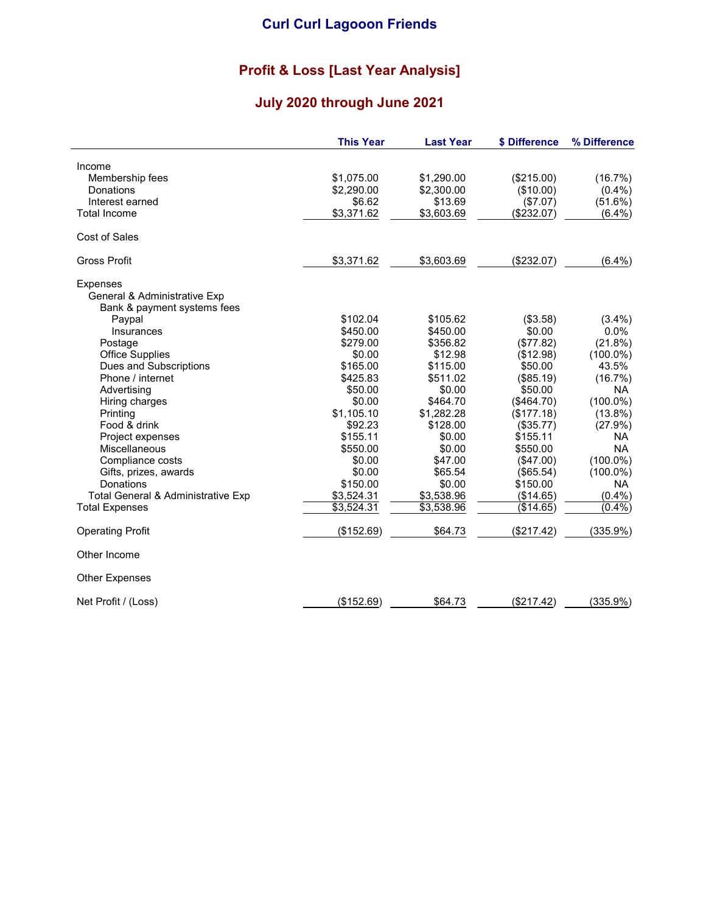# Curl Curl Lagooon Friends

## Profit & Loss [Last Year Analysis]

## July 2020 through June 2021

| | This Year | Last Year | $ Difference | % Difference |
|---|---|---|---|---|
| Income | | | | |
| Membership fees | $1,075.00 | $1,290.00 | ($215.00) | (16.7%) |
| Donations | $2,290.00 | $2,300.00 | ($10.00) | (0.4%) |
| Interest earned | $6.62 | $13.69 | ($7.07) | (51.6%) |
| Total Income | $3,371.62 | $3,603.69 | ($232.07) | (6.4%) |
| Cost of Sales | | | | |
| Gross Profit | $3,371.62 | $3,603.69 | ($232.07) | (6.4%) |
| Expenses | | | | |
| General & Administrative Exp | | | | |
| Bank & payment systems fees | | | | |
| Paypal | $102.04 | $105.62 | ($3.58) | (3.4%) |
| Insurances | $450.00 | $450.00 | $0.00 | 0.0% |
| Postage | $279.00 | $356.82 | ($77.82) | (21.8%) |
| Office Supplies | $0.00 | $12.98 | ($12.98) | (100.0%) |
| Dues and Subscriptions | $165.00 | $115.00 | $50.00 | 43.5% |
| Phone / internet | $425.83 | $511.02 | ($85.19) | (16.7%) |
| Advertising | $50.00 | $0.00 | $50.00 | NA |
| Hiring charges | $0.00 | $464.70 | ($464.70) | (100.0%) |
| Printing | $1,105.10 | $1,282.28 | ($177.18) | (13.8%) |
| Food & drink | $92.23 | $128.00 | ($35.77) | (27.9%) |
| Project expenses | $155.11 | $0.00 | $155.11 | NA |
| Miscellaneous | $550.00 | $0.00 | $550.00 | NA |
| Compliance costs | $0.00 | $47.00 | ($47.00) | (100.0%) |
| Gifts, prizes, awards | $0.00 | $65.54 | ($65.54) | (100.0%) |
| Donations | $150.00 | $0.00 | $150.00 | NA |
| Total General & Administrative Exp | $3,524.31 | $3,538.96 | ($14.65) | (0.4%) |
| Total Expenses | $3,524.31 | $3,538.96 | ($14.65) | (0.4%) |
| Operating Profit | ($152.69) | $64.73 | ($217.42) | (335.9%) |
| Other Income | | | | |
| Other Expenses | | | | |
| Net Profit / (Loss) | ($152.69) | $64.73 | ($217.42) | (335.9%) |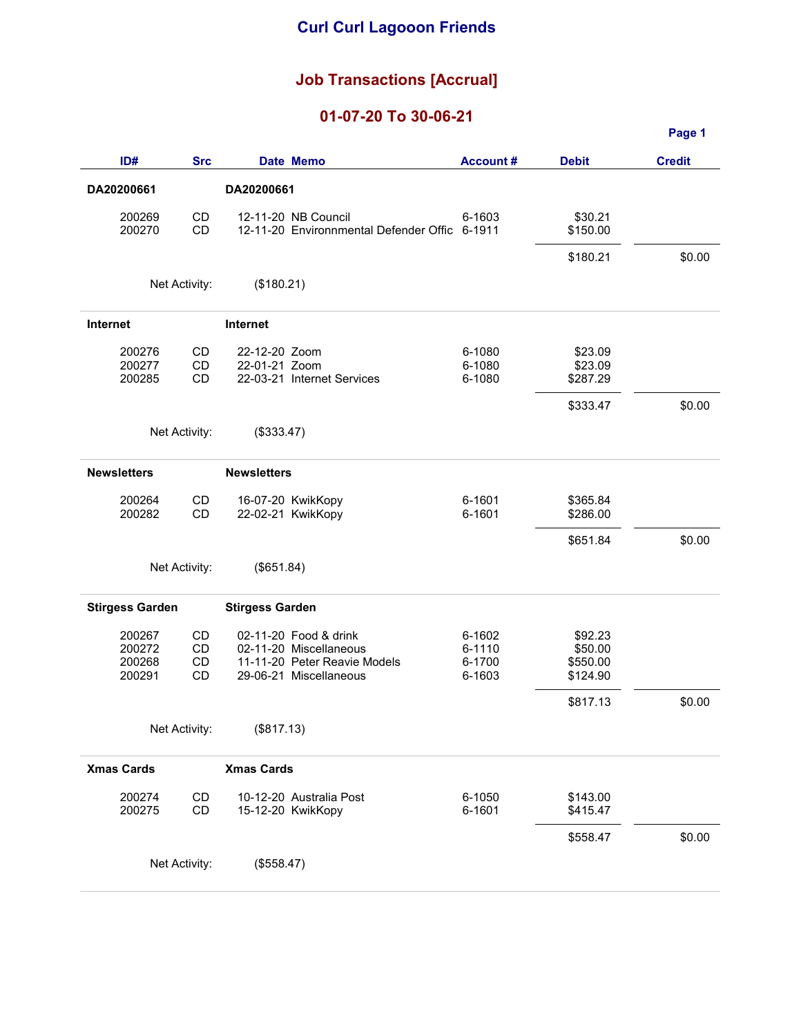# Curl Curl Lagooon Friends

## Job Transactions [Accrual]

## 01-07-20 To 30-06-21

| ID# | Src | Date | Memo | Account # | Debit | Credit |
|---|---|---|---|---|---|---|
| **DA20200661** | | | **DA20200661** | | | |
| 200269 | CD | 12-11-20 | NB Council | 6-1603 | $30.21 | |
| 200270 | CD | 12-11-20 | Environnmental Defender Offic | 6-1911 | $150.00 | |
| | | | | | $180.21 | $0.00 |
| | Net Activity: | ($180.21) | | | | |
| **Internet** | | | **Internet** | | | |
| 200276 | CD | 22-12-20 | Zoom | 6-1080 | $23.09 | |
| 200277 | CD | 22-01-21 | Zoom | 6-1080 | $23.09 | |
| 200285 | CD | 22-03-21 | Internet Services | 6-1080 | $287.29 | |
| | | | | | $333.47 | $0.00 |
| | Net Activity: | ($333.47) | | | | |
| **Newsletters** | | | **Newsletters** | | | |
| 200264 | CD | 16-07-20 | KwikKopy | 6-1601 | $365.84 | |
| 200282 | CD | 22-02-21 | KwikKopy | 6-1601 | $286.00 | |
| | | | | | $651.84 | $0.00 |
| | Net Activity: | ($651.84) | | | | |
| **Stirgess Garden** | | | **Stirgess Garden** | | | |
| 200267 | CD | 02-11-20 | Food & drink | 6-1602 | $92.23 | |
| 200272 | CD | 02-11-20 | Miscellaneous | 6-1110 | $50.00 | |
| 200268 | CD | 11-11-20 | Peter Reavie Models | 6-1700 | $550.00 | |
| 200291 | CD | 29-06-21 | Miscellaneous | 6-1603 | $124.90 | |
| | | | | | $817.13 | $0.00 |
| | Net Activity: | ($817.13) | | | | |
| **Xmas Cards** | | | **Xmas Cards** | | | |
| 200274 | CD | 10-12-20 | Australia Post | 6-1050 | $143.00 | |
| 200275 | CD | 15-12-20 | KwikKopy | 6-1601 | $415.47 | |
| | | | | | $558.47 | $0.00 |
| | Net Activity: | ($558.47) | | | | |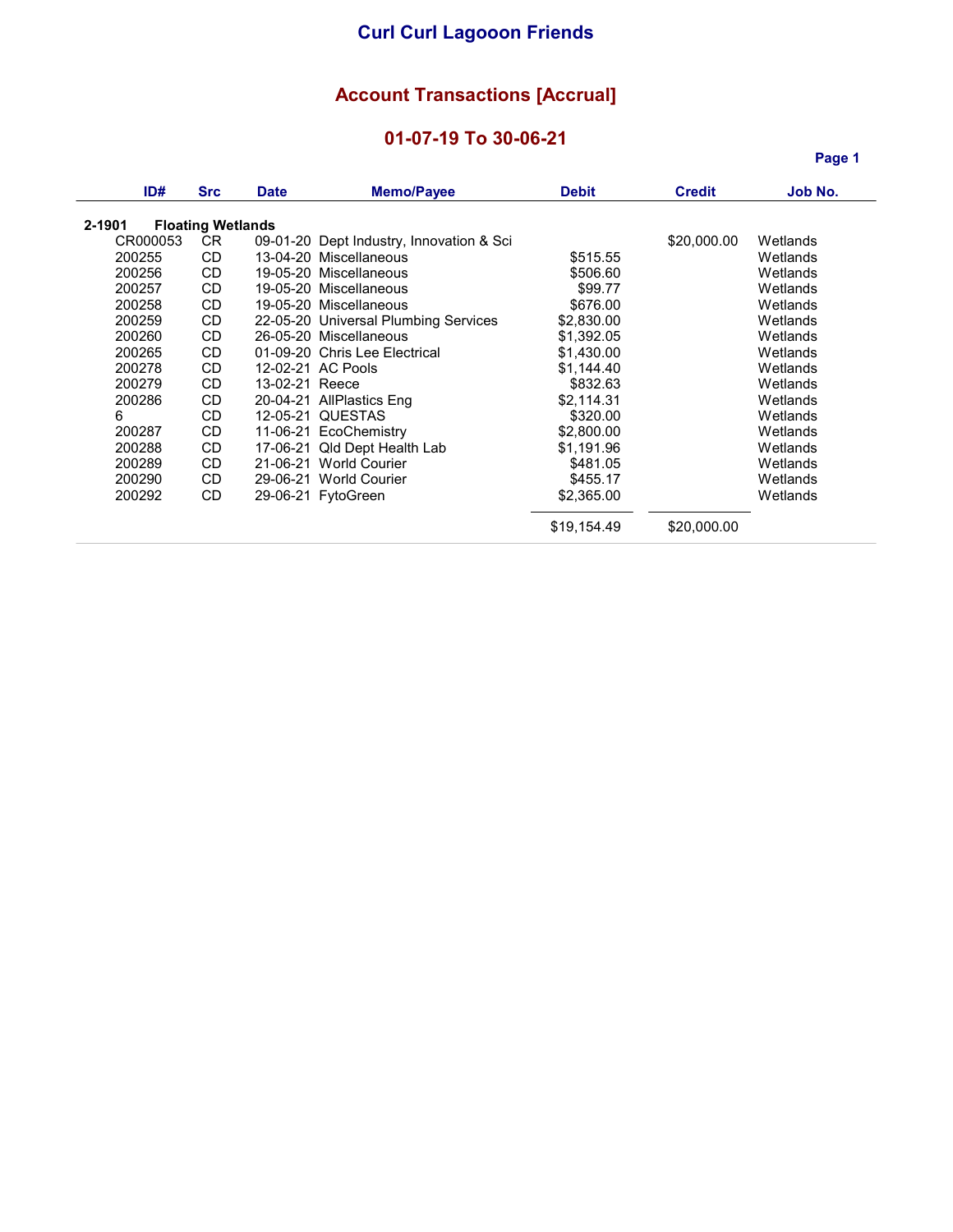# Curl Curl Lagooon Friends

## Account Transactions [Accrual]

## 01-07-19 To 30-06-21

| ID# | Src | Date | Memo/Payee | Debit | Credit | Job No. |
|---|---|---|---|---|---|---|
| **2-1901** | **Floating Wetlands** | | | | | |
| CR000053 | CR | 09-01-20 | Dept Industry, Innovation & Sci | | $20,000.00 | Wetlands |
| 200255 | CD | 13-04-20 | Miscellaneous | $515.55 | | Wetlands |
| 200256 | CD | 19-05-20 | Miscellaneous | $506.60 | | Wetlands |
| 200257 | CD | 19-05-20 | Miscellaneous | $99.77 | | Wetlands |
| 200258 | CD | 19-05-20 | Miscellaneous | $676.00 | | Wetlands |
| 200259 | CD | 22-05-20 | Universal Plumbing Services | $2,830.00 | | Wetlands |
| 200260 | CD | 26-05-20 | Miscellaneous | $1,392.05 | | Wetlands |
| 200265 | CD | 01-09-20 | Chris Lee Electrical | $1,430.00 | | Wetlands |
| 200278 | CD | 12-02-21 | AC Pools | $1,144.40 | | Wetlands |
| 200279 | CD | 13-02-21 | Reece | $832.63 | | Wetlands |
| 200286 | CD | 20-04-21 | AllPlastics Eng | $2,114.31 | | Wetlands |
| 6 | CD | 12-05-21 | QUESTAS | $320.00 | | Wetlands |
| 200287 | CD | 11-06-21 | EcoChemistry | $2,800.00 | | Wetlands |
| 200288 | CD | 17-06-21 | Qld Dept Health Lab | $1,191.96 | | Wetlands |
| 200289 | CD | 21-06-21 | World Courier | $481.05 | | Wetlands |
| 200290 | CD | 29-06-21 | World Courier | $455.17 | | Wetlands |
| 200292 | CD | 29-06-21 | FytoGreen | $2,365.00 | | Wetlands |
| | | | | $19,154.49 | $20,000.00 | |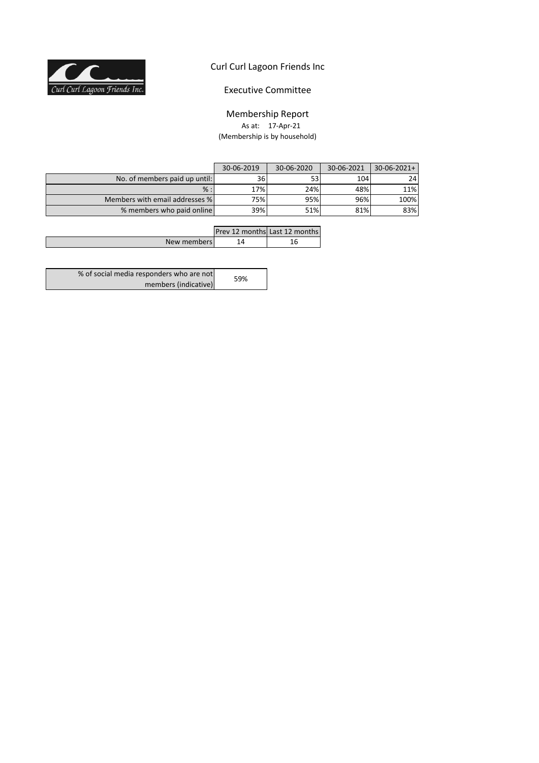# Curl Curl Lagoon Friends Inc

## Executive Committee

### Membership Report

As at: 17-Apr-21

(Membership is by household)

| | 30-06-2019 | 30-06-2020 | 30-06-2021 | 30-06-2021+ |
|---|---|---|---|---|
| No. of members paid up until: | 36 | 53 | 104 | 24 |
| % : | 17% | 24% | 48% | 11% |
| Members with email addresses % | 75% | 95% | 96% | 100% |
| % members who paid online | 39% | 51% | 81% | 83% |

| | Prev 12 months | Last 12 months |
|---|---|---|
| New members | 14 | 16 |

| | |
|---|---|
| % of social media responders who are not members (indicative) | 59% |